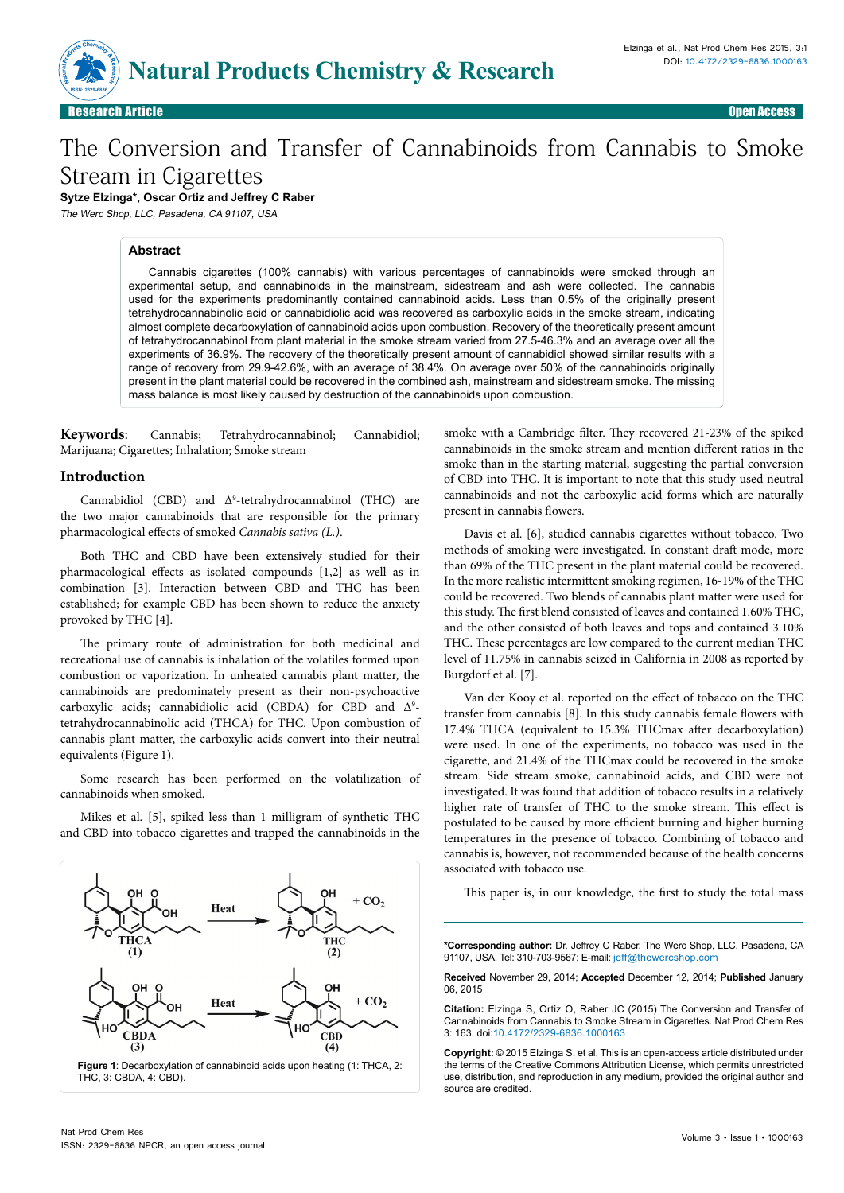# The Conversion and Transfer of Cannabinoids from Cannabis to Smoke Stream in Cigarettes

**Sytze Elzinga*, Oscar Ortiz and Jeffrey C Raber**

*The Werc Shop, LLC, Pasadena, CA 91107, USA*

**Research Article** | **Open Access**

## Abstract

Cannabis cigarettes (100% cannabis) with various percentages of cannabinoids were smoked through an experimental setup, and cannabinoids in the mainstream, sidestream and ash were collected. The cannabis used for the experiments predominantly contained cannabinoid acids. Less than 0.5% of the originally present tetrahydrocannabinolic acid or cannabidiolic acid was recovered as carboxylic acids in the smoke stream, indicating almost complete decarboxylation of cannabinoid acids upon combustion. Recovery of the theoretically present amount of tetrahydrocannabinol from plant material in the smoke stream varied from 27.5-46.3% and an average over all the experiments of 36.9%. The recovery of the theoretically present amount of cannabidiol showed similar results with a range of recovery from 29.9-42.6%, with an average of 38.4%. On average over 50% of the cannabinoids originally present in the plant material could be recovered in the combined ash, mainstream and sidestream smoke. The missing mass balance is most likely caused by destruction of the cannabinoids upon combustion.

**Keywords**: Cannabis; Tetrahydrocannabinol; Cannabidiol; Marijuana; Cigarettes; Inhalation; Smoke stream

## Introduction

Cannabidiol (CBD) and Δ⁹-tetrahydrocannabinol (THC) are the two major cannabinoids that are responsible for the primary pharmacological effects of smoked *Cannabis sativa (L.)*.

Both THC and CBD have been extensively studied for their pharmacological effects as isolated compounds [1,2] as well as in combination [3]. Interaction between CBD and THC has been established; for example CBD has been shown to reduce the anxiety provoked by THC [4].

The primary route of administration for both medicinal and recreational use of cannabis is inhalation of the volatiles formed upon combustion or vaporization. In unheated cannabis plant matter, the cannabinoids are predominately present as their non-psychoactive carboxylic acids; cannabidiolic acid (CBDA) for CBD and Δ⁹-tetrahydrocannabinolic acid (THCA) for THC. Upon combustion of cannabis plant matter, the carboxylic acids convert into their neutral equivalents (Figure 1).

Some research has been performed on the volatilization of cannabinoids when smoked.

Mikes et al. [5], spiked less than 1 milligram of synthetic THC and CBD into tobacco cigarettes and trapped the cannabinoids in the smoke with a Cambridge filter. They recovered 21-23% of the spiked cannabinoids in the smoke stream and mention different ratios in the smoke than in the starting material, suggesting the partial conversion of CBD into THC. It is important to note that this study used neutral cannabinoids and not the carboxylic acid forms which are naturally present in cannabis flowers.

Davis et al. [6], studied cannabis cigarettes without tobacco. Two methods of smoking were investigated. In constant draft mode, more than 69% of the THC present in the plant material could be recovered. In the more realistic intermittent smoking regimen, 16-19% of the THC could be recovered. Two blends of cannabis plant matter were used for this study. The first blend consisted of leaves and contained 1.60% THC, and the other consisted of both leaves and tops and contained 3.10% THC. These percentages are low compared to the current median THC level of 11.75% in cannabis seized in California in 2008 as reported by Burgdorf et al. [7].

Van der Kooy et al. reported on the effect of tobacco on the THC transfer from cannabis [8]. In this study cannabis female flowers with 17.4% THCA (equivalent to 15.3% THCmax after decarboxylation) were used. In one of the experiments, no tobacco was used in the cigarette, and 21.4% of the THCmax could be recovered in the smoke stream. Side stream smoke, cannabinoid acids, and CBD were not investigated. It was found that addition of tobacco results in a relatively higher rate of transfer of THC to the smoke stream. This effect is postulated to be caused by more efficient burning and higher burning temperatures in the presence of tobacco. Combining of tobacco and cannabis is, however, not recommended because of the health concerns associated with tobacco use.

This paper is, in our knowledge, the first to study the total mass

THCA (1) —Heat→ THC (2) + $CO_2$

CBDA (3) —Heat→ CBD (4) + $CO_2$

**Figure 1**: Decarboxylation of cannabinoid acids upon heating (1: THCA, 2: THC, 3: CBDA, 4: CBD).

---

**\*Corresponding author:** Dr. Jeffrey C Raber, The Werc Shop, LLC, Pasadena, CA 91107, USA, Tel: 310-703-9567; E-mail: jeff@thewercshop.com

**Received** November 29, 2014; **Accepted** December 12, 2014; **Published** January 06, 2015

**Citation:** Elzinga S, Ortiz O, Raber JC (2015) The Conversion and Transfer of Cannabinoids from Cannabis to Smoke Stream in Cigarettes. Nat Prod Chem Res 3: 163. doi:10.4172/2329-6836.1000163

**Copyright:** © 2015 Elzinga S, et al. This is an open-access article distributed under the terms of the Creative Commons Attribution License, which permits unrestricted use, distribution, and reproduction in any medium, provided the original author and source are credited.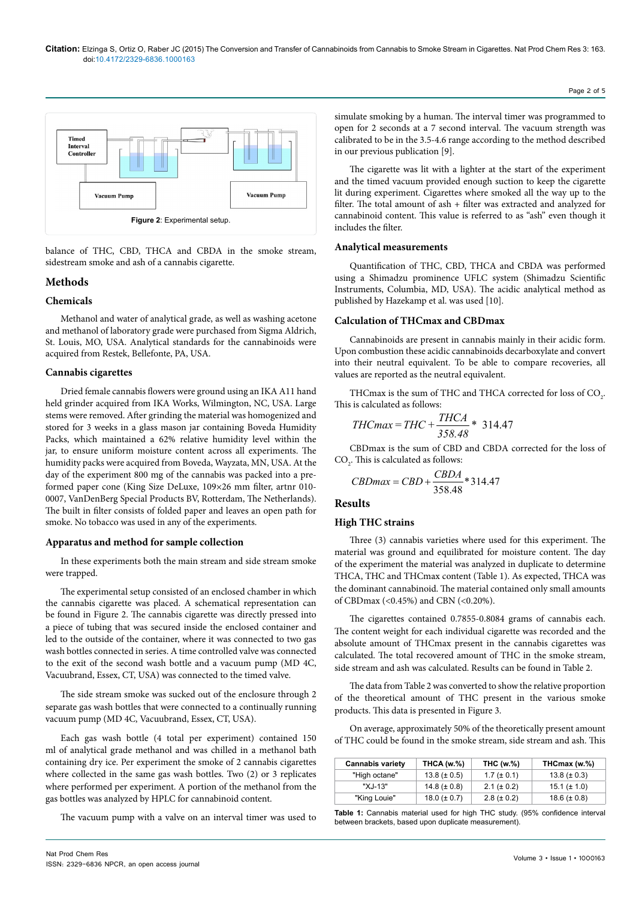Figure 2: Experimental setup.

balance of THC, CBD, THCA and CBDA in the smoke stream, sidestream smoke and ash of a cannabis cigarette.

## Methods

### Chemicals

Methanol and water of analytical grade, as well as washing acetone and methanol of laboratory grade were purchased from Sigma Aldrich, St. Louis, MO, USA. Analytical standards for the cannabinoids were acquired from Restek, Bellefonte, PA, USA.

### Cannabis cigarettes

Dried female cannabis flowers were ground using an IKA A11 hand held grinder acquired from IKA Works, Wilmington, NC, USA. Large stems were removed. After grinding the material was homogenized and stored for 3 weeks in a glass mason jar containing Boveda Humidity Packs, which maintained a 62% relative humidity level within the jar, to ensure uniform moisture content across all experiments. The humidity packs were acquired from Boveda, Wayzata, MN, USA. At the day of the experiment 800 mg of the cannabis was packed into a pre-formed paper cone (King Size DeLuxe, 109×26 mm filter, artnr 010-0007, VanDenBerg Special Products BV, Rotterdam, The Netherlands). The built in filter consists of folded paper and leaves an open path for smoke. No tobacco was used in any of the experiments.

### Apparatus and method for sample collection

In these experiments both the main stream and side stream smoke were trapped.

The experimental setup consisted of an enclosed chamber in which the cannabis cigarette was placed. A schematical representation can be found in Figure 2. The cannabis cigarette was directly pressed into a piece of tubing that was secured inside the enclosed container and led to the outside of the container, where it was connected to two gas wash bottles connected in series. A time controlled valve was connected to the exit of the second wash bottle and a vacuum pump (MD 4C, Vacuubrand, Essex, CT, USA) was connected to the timed valve.

The side stream smoke was sucked out of the enclosure through 2 separate gas wash bottles that were connected to a continually running vacuum pump (MD 4C, Vacuubrand, Essex, CT, USA).

Each gas wash bottle (4 total per experiment) contained 150 ml of analytical grade methanol and was chilled in a methanol bath containing dry ice. Per experiment the smoke of 2 cannabis cigarettes where collected in the same gas wash bottles. Two (2) or 3 replicates where performed per experiment. A portion of the methanol from the gas bottles was analyzed by HPLC for cannabinoid content.

The vacuum pump with a valve on an interval timer was used to simulate smoking by a human. The interval timer was programmed to open for 2 seconds at a 7 second interval. The vacuum strength was calibrated to be in the 3.5-4.6 range according to the method described in our previous publication [9].

The cigarette was lit with a lighter at the start of the experiment and the timed vacuum provided enough suction to keep the cigarette lit during experiment. Cigarettes where smoked all the way up to the filter. The total amount of ash + filter was extracted and analyzed for cannabinoid content. This value is referred to as "ash" even though it includes the filter.

### Analytical measurements

Quantification of THC, CBD, THCA and CBDA was performed using a Shimadzu prominence UFLC system (Shimadzu Scientific Instruments, Columbia, MD, USA). The acidic analytical method as published by Hazekamp et al. was used [10].

### Calculation of THCmax and CBDmax

Cannabinoids are present in cannabis mainly in their acidic form. Upon combustion these acidic cannabinoids decarboxylate and convert into their neutral equivalent. To be able to compare recoveries, all values are reported as the neutral equivalent.

THCmax is the sum of THC and THCA corrected for loss of $CO_2$. This is calculated as follows:

$$THCmax = THC + \frac{THCA}{358.48} * 314.47$$

CBDmax is the sum of CBD and CBDA corrected for the loss of $CO_2$. This is calculated as follows:

$$CBDmax = CBD + \frac{CBDA}{358.48} * 314.47$$

## Results

### High THC strains

Three (3) cannabis varieties where used for this experiment. The material was ground and equilibrated for moisture content. The day of the experiment the material was analyzed in duplicate to determine THCA, THC and THCmax content (Table 1). As expected, THCA was the dominant cannabinoid. The material contained only small amounts of CBDmax (<0.45%) and CBN (<0.20%).

The cigarettes contained 0.7855-0.8084 grams of cannabis each. The content weight for each individual cigarette was recorded and the absolute amount of THCmax present in the cannabis cigarettes was calculated. The total recovered amount of THC in the smoke stream, side stream and ash was calculated. Results can be found in Table 2.

The data from Table 2 was converted to show the relative proportion of the theoretical amount of THC present in the various smoke products. This data is presented in Figure 3.

On average, approximately 50% of the theoretically present amount of THC could be found in the smoke stream, side stream and ash. This

| Cannabis variety | THCA (w.%) | THC (w.%) | THCmax (w.%) |
|---|---|---|---|
| "High octane" | 13.8 (± 0.5) | 1.7 (± 0.1) | 13.8 (± 0.3) |
| "XJ-13" | 14.8 (± 0.8) | 2.1 (± 0.2) | 15.1 (± 1.0) |
| "King Louie" | 18.0 (± 0.7) | 2.8 (± 0.2) | 18.6 (± 0.8) |

**Table 1:** Cannabis material used for high THC study. (95% confidence interval between brackets, based upon duplicate measurement).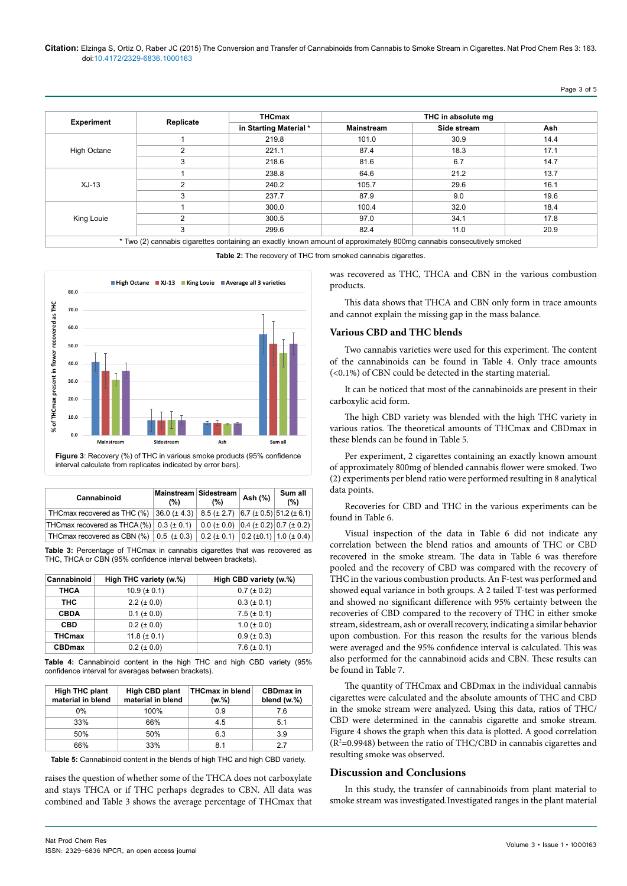Citation: Elzinga S, Ortiz O, Raber JC (2015) The Conversion and Transfer of Cannabinoids from Cannabis to Smoke Stream in Cigarettes. Nat Prod Chem Res 3: 163. doi:10.4172/2329-6836.1000163

| Experiment | Replicate | THCmax in Starting Material * | THC in absolute mg | | |
|---|---|---|---|---|---|
| | | | Mainstream | Side stream | Ash |
| High Octane | 1 | 219.8 | 101.0 | 30.9 | 14.4 |
| | 2 | 221.1 | 87.4 | 18.3 | 17.1 |
| | 3 | 218.6 | 81.6 | 6.7 | 14.7 |
| XJ-13 | 1 | 238.8 | 64.6 | 21.2 | 13.7 |
| | 2 | 240.2 | 105.7 | 29.6 | 16.1 |
| | 3 | 237.7 | 87.9 | 9.0 | 19.6 |
| King Louie | 1 | 300.0 | 100.4 | 32.0 | 18.4 |
| | 2 | 300.5 | 97.0 | 34.1 | 17.8 |
| | 3 | 299.6 | 82.4 | 11.0 | 20.9 |

* Two (2) cannabis cigarettes containing an exactly known amount of approximately 800mg cannabis consecutively smoked

**Table 2:** The recovery of THC from smoked cannabis cigarettes.

**Figure 3**: Recovery (%) of THC in various smoke products (95% confidence interval calculate from replicates indicated by error bars).

| Cannabinoid | Mainstream (%) | Sidestream (%) | Ash (%) | Sum all (%) |
|---|---|---|---|---|
| THCmax recovered as THC (%) | 36.0 (± 4.3) | 8.5 (± 2.7) | 6.7 (± 0.5) | 51.2 (± 6.1) |
| THCmax recovered as THCA (%) | 0.3 (± 0.1) | 0.0 (± 0.0) | 0.4 (± 0.2) | 0.7 (± 0.2) |
| THCmax recovered as CBN (%) | 0.5 (± 0.3) | 0.2 (± 0.1) | 0.2 (±0.1) | 1.0 (± 0.4) |

**Table 3:** Percentage of THCmax in cannabis cigarettes that was recovered as THC, THCA or CBN (95% confidence interval between brackets).

| Cannabinoid | High THC variety (w.%) | High CBD variety (w.%) |
|---|---|---|
| **THCA** | 10.9 (± 0.1) | 0.7 (± 0.2) |
| **THC** | 2.2 (± 0.0) | 0.3 (± 0.1) |
| **CBDA** | 0.1 (± 0.0) | 7.5 (± 0.1) |
| **CBD** | 0.2 (± 0.0) | 1.0 (± 0.0) |
| **THCmax** | 11.8 (± 0.1) | 0.9 (± 0.3) |
| **CBDmax** | 0.2 (± 0.0) | 7.6 (± 0.1) |

**Table 4:** Cannabinoid content in the high THC and high CBD variety (95% confidence interval for averages between brackets).

| High THC plant material in blend | High CBD plant material in blend | THCmax in blend (w.%) | CBDmax in blend (w.%) |
|---|---|---|---|
| 0% | 100% | 0.9 | 7.6 |
| 33% | 66% | 4.5 | 5.1 |
| 50% | 50% | 6.3 | 3.9 |
| 66% | 33% | 8.1 | 2.7 |

**Table 5:** Cannabinoid content in the blends of high THC and high CBD variety.

raises the question of whether some of the THCA does not carboxylate and stays THCA or if THC perhaps degrades to CBN. All data was combined and Table 3 shows the average percentage of THCmax that was recovered as THC, THCA and CBN in the various combustion products.

This data shows that THCA and CBN only form in trace amounts and cannot explain the missing gap in the mass balance.

## Various CBD and THC blends

Two cannabis varieties were used for this experiment. The content of the cannabinoids can be found in Table 4. Only trace amounts (<0.1%) of CBN could be detected in the starting material.

It can be noticed that most of the cannabinoids are present in their carboxylic acid form.

The high CBD variety was blended with the high THC variety in various ratios. The theoretical amounts of THCmax and CBDmax in these blends can be found in Table 5.

Per experiment, 2 cigarettes containing an exactly known amount of approximately 800mg of blended cannabis flower were smoked. Two (2) experiments per blend ratio were performed resulting in 8 analytical data points.

Recoveries for CBD and THC in the various experiments can be found in Table 6.

Visual inspection of the data in Table 6 did not indicate any correlation between the blend ratios and amounts of THC or CBD recovered in the smoke stream. The data in Table 6 was therefore pooled and the recovery of CBD was compared with the recovery of THC in the various combustion products. An F-test was performed and showed equal variance in both groups. A 2 tailed T-test was performed and showed no significant difference with 95% certainty between the recoveries of CBD compared to the recovery of THC in either smoke stream, sidestream, ash or overall recovery, indicating a similar behavior upon combustion. For this reason the results for the various blends were averaged and the 95% confidence interval is calculated. This was also performed for the cannabinoid acids and CBN. These results can be found in Table 7.

The quantity of THCmax and CBDmax in the individual cannabis cigarettes were calculated and the absolute amounts of THC and CBD in the smoke stream were analyzed. Using this data, ratios of THC/CBD were determined in the cannabis cigarette and smoke stream. Figure 4 shows the graph when this data is plotted. A good correlation ($R^2$=0.9948) between the ratio of THC/CBD in cannabis cigarettes and resulting smoke was observed.

## Discussion and Conclusions

In this study, the transfer of cannabinoids from plant material to smoke stream was investigated.Investigated ranges in the plant material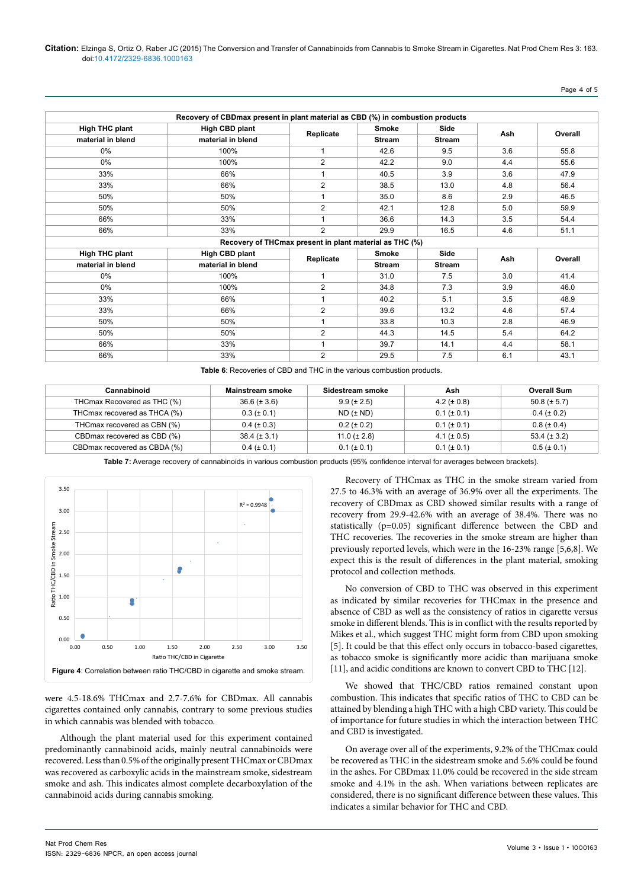| Recovery of CBDmax present in plant material as CBD (%) in combustion products | | | | | | |
|---|---|---|---|---|---|---|
| High THC plant material in blend | High CBD plant material in blend | Replicate | Smoke Stream | Side Stream | Ash | Overall |
| 0% | 100% | 1 | 42.6 | 9.5 | 3.6 | 55.8 |
| 0% | 100% | 2 | 42.2 | 9.0 | 4.4 | 55.6 |
| 33% | 66% | 1 | 40.5 | 3.9 | 3.6 | 47.9 |
| 33% | 66% | 2 | 38.5 | 13.0 | 4.8 | 56.4 |
| 50% | 50% | 1 | 35.0 | 8.6 | 2.9 | 46.5 |
| 50% | 50% | 2 | 42.1 | 12.8 | 5.0 | 59.9 |
| 66% | 33% | 1 | 36.6 | 14.3 | 3.5 | 54.4 |
| 66% | 33% | 2 | 29.9 | 16.5 | 4.6 | 51.1 |
| **Recovery of THCmax present in plant material as THC (%)** | | | | | | |
| High THC plant material in blend | High CBD plant material in blend | Replicate | Smoke Stream | Side Stream | Ash | Overall |
| 0% | 100% | 1 | 31.0 | 7.5 | 3.0 | 41.4 |
| 0% | 100% | 2 | 34.8 | 7.3 | 3.9 | 46.0 |
| 33% | 66% | 1 | 40.2 | 5.1 | 3.5 | 48.9 |
| 33% | 66% | 2 | 39.6 | 13.2 | 4.6 | 57.4 |
| 50% | 50% | 1 | 33.8 | 10.3 | 2.8 | 46.9 |
| 50% | 50% | 2 | 44.3 | 14.5 | 5.4 | 64.2 |
| 66% | 33% | 1 | 39.7 | 14.1 | 4.4 | 58.1 |
| 66% | 33% | 2 | 29.5 | 7.5 | 6.1 | 43.1 |

**Table 6**: Recoveries of CBD and THC in the various combustion products.

| Cannabinoid | Mainstream smoke | Sidestream smoke | Ash | Overall Sum |
|---|---|---|---|---|
| THCmax Recovered as THC (%) | 36.6 (± 3.6) | 9.9 (± 2.5) | 4.2 (± 0.8) | 50.8 (± 5.7) |
| THCmax recovered as THCA (%) | 0.3 (± 0.1) | ND (± ND) | 0.1 (± 0.1) | 0.4 (± 0.2) |
| THCmax recovered as CBN (%) | 0.4 (± 0.3) | 0.2 (± 0.2) | 0.1 (± 0.1) | 0.8 (± 0.4) |
| CBDmax recovered as CBD (%) | 38.4 (± 3.1) | 11.0 (± 2.8) | 4.1 (± 0.5) | 53.4 (± 3.2) |
| CBDmax recovered as CBDA (%) | 0.4 (± 0.1) | 0.1 (± 0.1) | 0.1 (± 0.1) | 0.5 (± 0.1) |

**Table 7:** Average recovery of cannabinoids in various combustion products (95% confidence interval for averages between brackets).

**Figure 4**: Correlation between ratio THC/CBD in cigarette and smoke stream.

were 4.5-18.6% THCmax and 2.7-7.6% for CBDmax. All cannabis cigarettes contained only cannabis, contrary to some previous studies in which cannabis was blended with tobacco.

Although the plant material used for this experiment contained predominantly cannabinoid acids, mainly neutral cannabinoids were recovered. Less than 0.5% of the originally present THCmax or CBDmax was recovered as carboxylic acids in the mainstream smoke, sidestream smoke and ash. This indicates almost complete decarboxylation of the cannabinoid acids during cannabis smoking.

Recovery of THCmax as THC in the smoke stream varied from 27.5 to 46.3% with an average of 36.9% over all the experiments. The recovery of CBDmax as CBD showed similar results with a range of recovery from 29.9-42.6% with an average of 38.4%. There was no statistically ($p=0.05$) significant difference between the CBD and THC recoveries. The recoveries in the smoke stream are higher than previously reported levels, which were in the 16-23% range [5,6,8]. We expect this is the result of differences in the plant material, smoking protocol and collection methods.

No conversion of CBD to THC was observed in this experiment as indicated by similar recoveries for THCmax in the presence and absence of CBD as well as the consistency of ratios in cigarette versus smoke in different blends. This is in conflict with the results reported by Mikes et al., which suggest THC might form from CBD upon smoking [5]. It could be that this effect only occurs in tobacco-based cigarettes, as tobacco smoke is significantly more acidic than marijuana smoke [11], and acidic conditions are known to convert CBD to THC [12].

We showed that THC/CBD ratios remained constant upon combustion. This indicates that specific ratios of THC to CBD can be attained by blending a high THC with a high CBD variety. This could be of importance for future studies in which the interaction between THC and CBD is investigated.

On average over all of the experiments, 9.2% of the THCmax could be recovered as THC in the sidestream smoke and 5.6% could be found in the ashes. For CBDmax 11.0% could be recovered in the side stream smoke and 4.1% in the ash. When variations between replicates are considered, there is no significant difference between these values. This indicates a similar behavior for THC and CBD.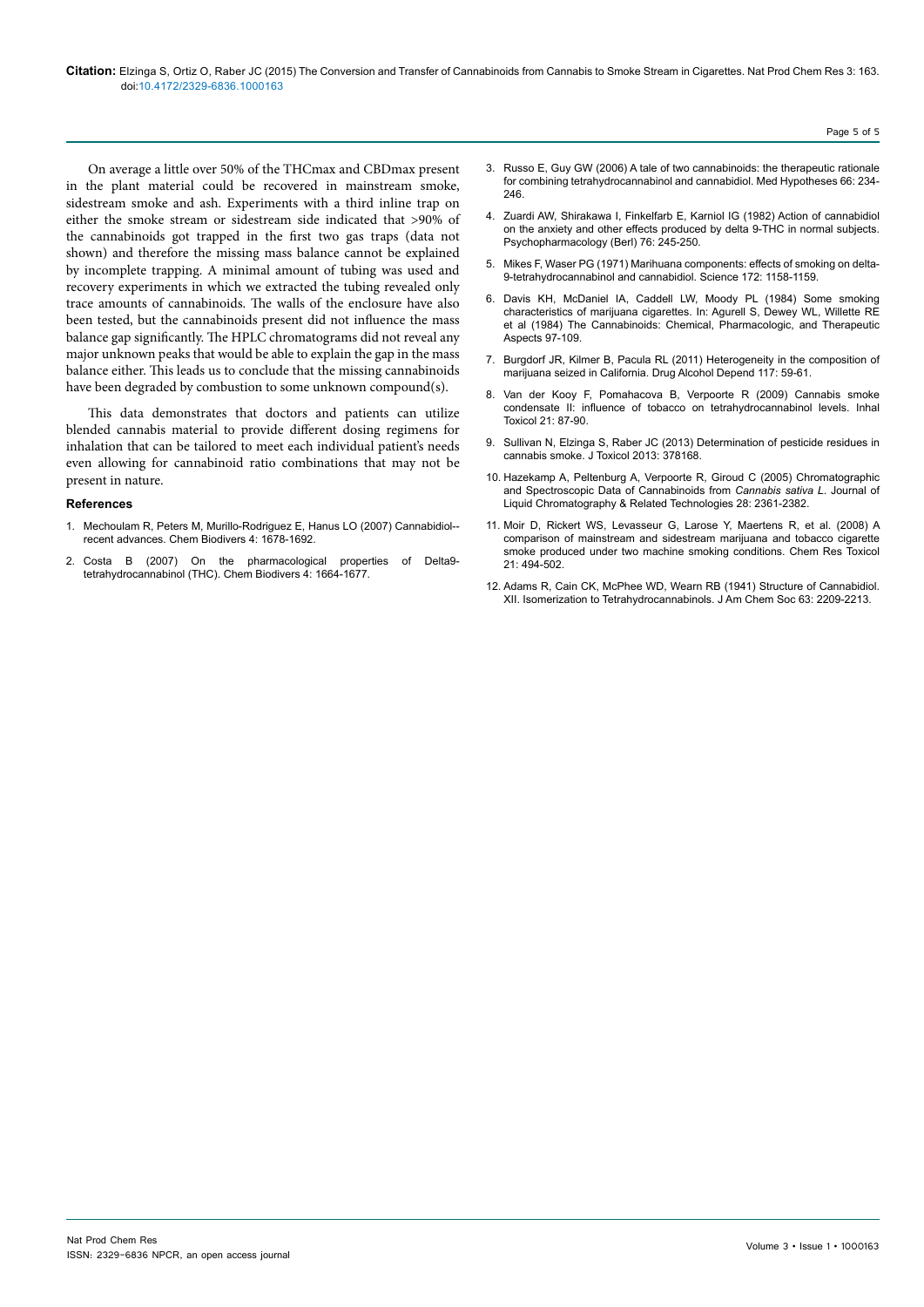On average a little over 50% of the THCmax and CBDmax present in the plant material could be recovered in mainstream smoke, sidestream smoke and ash. Experiments with a third inline trap on either the smoke stream or sidestream side indicated that >90% of the cannabinoids got trapped in the first two gas traps (data not shown) and therefore the missing mass balance cannot be explained by incomplete trapping. A minimal amount of tubing was used and recovery experiments in which we extracted the tubing revealed only trace amounts of cannabinoids. The walls of the enclosure have also been tested, but the cannabinoids present did not influence the mass balance gap significantly. The HPLC chromatograms did not reveal any major unknown peaks that would be able to explain the gap in the mass balance either. This leads us to conclude that the missing cannabinoids have been degraded by combustion to some unknown compound(s).

This data demonstrates that doctors and patients can utilize blended cannabis material to provide different dosing regimens for inhalation that can be tailored to meet each individual patient's needs even allowing for cannabinoid ratio combinations that may not be present in nature.

### References

1. Mechoulam R, Peters M, Murillo-Rodriguez E, Hanus LO (2007) Cannabidiol--recent advances. Chem Biodivers 4: 1678-1692.
2. Costa B (2007) On the pharmacological properties of Delta9-tetrahydrocannabinol (THC). Chem Biodivers 4: 1664-1677.
3. Russo E, Guy GW (2006) A tale of two cannabinoids: the therapeutic rationale for combining tetrahydrocannabinol and cannabidiol. Med Hypotheses 66: 234-246.
4. Zuardi AW, Shirakawa I, Finkelfarb E, Karniol IG (1982) Action of cannabidiol on the anxiety and other effects produced by delta 9-THC in normal subjects. Psychopharmacology (Berl) 76: 245-250.
5. Mikes F, Waser PG (1971) Marihuana components: effects of smoking on delta-9-tetrahydrocannabinol and cannabidiol. Science 172: 1158-1159.
6. Davis KH, McDaniel IA, Caddell LW, Moody PL (1984) Some smoking characteristics of marijuana cigarettes. In: Agurell S, Dewey WL, Willette RE et al (1984) The Cannabinoids: Chemical, Pharmacologic, and Therapeutic Aspects 97-109.
7. Burgdorf JR, Kilmer B, Pacula RL (2011) Heterogeneity in the composition of marijuana seized in California. Drug Alcohol Depend 117: 59-61.
8. Van der Kooy F, Pomahacova B, Verpoorte R (2009) Cannabis smoke condensate II: influence of tobacco on tetrahydrocannabinol levels. Inhal Toxicol 21: 87-90.
9. Sullivan N, Elzinga S, Raber JC (2013) Determination of pesticide residues in cannabis smoke. J Toxicol 2013: 378168.
10. Hazekamp A, Peltenburg A, Verpoorte R, Giroud C (2005) Chromatographic and Spectroscopic Data of Cannabinoids from *Cannabis sativa L*. Journal of Liquid Chromatography & Related Technologies 28: 2361-2382.
11. Moir D, Rickert WS, Levasseur G, Larose Y, Maertens R, et al. (2008) A comparison of mainstream and sidestream marijuana and tobacco cigarette smoke produced under two machine smoking conditions. Chem Res Toxicol 21: 494-502.
12. Adams R, Cain CK, McPhee WD, Wearn RB (1941) Structure of Cannabidiol. XII. Isomerization to Tetrahydrocannabinols. J Am Chem Soc 63: 2209-2213.